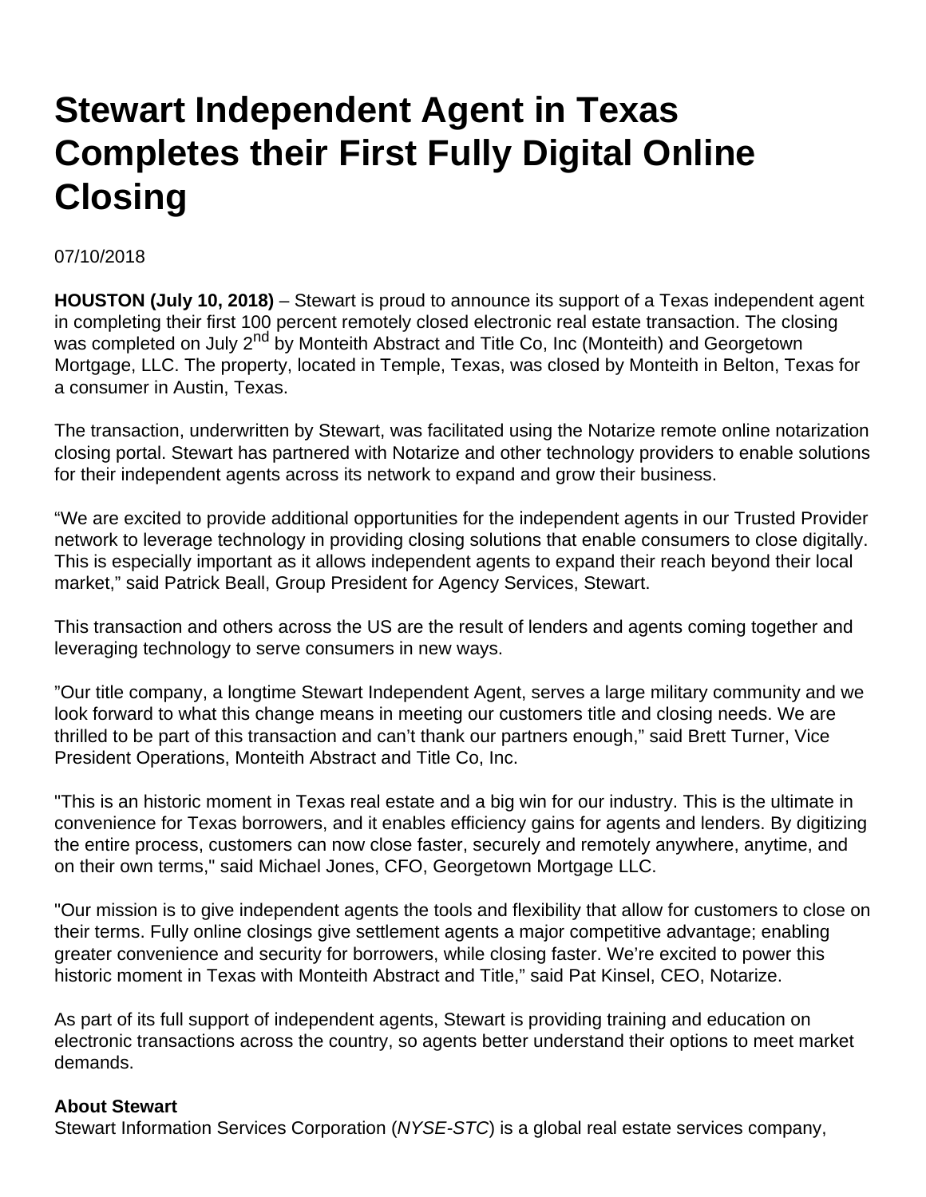# Stewart Independent Agent in Texas Completes their First Fully Digital Online Closing

07/10/2018

**HOUSTON (July 10, 2018)** – Stewart is proud to announce its support of a Texas independent agent in completing their first 100 percent remotely closed electronic real estate transaction. The closing was completed on July 2nd by Monteith Abstract and Title Co, Inc (Monteith) and Georgetown Mortgage, LLC. The property, located in Temple, Texas, was closed by Monteith in Belton, Texas for a consumer in Austin, Texas.

The transaction, underwritten by Stewart, was facilitated using the Notarize remote online notarization closing portal. Stewart has partnered with Notarize and other technology providers to enable solutions for their independent agents across its network to expand and grow their business.

"We are excited to provide additional opportunities for the independent agents in our Trusted Provider network to leverage technology in providing closing solutions that enable consumers to close digitally. This is especially important as it allows independent agents to expand their reach beyond their local market," said Patrick Beall, Group President for Agency Services, Stewart.

This transaction and others across the US are the result of lenders and agents coming together and leveraging technology to serve consumers in new ways.

"Our title company, a longtime Stewart Independent Agent, serves a large military community and we look forward to what this change means in meeting our customers title and closing needs. We are thrilled to be part of this transaction and can't thank our partners enough," said Brett Turner, Vice President Operations, Monteith Abstract and Title Co, Inc.

"This is an historic moment in Texas real estate and a big win for our industry. This is the ultimate in convenience for Texas borrowers, and it enables efficiency gains for agents and lenders. By digitizing the entire process, customers can now close faster, securely and remotely anywhere, anytime, and on their own terms," said Michael Jones, CFO, Georgetown Mortgage LLC.

"Our mission is to give independent agents the tools and flexibility that allow for customers to close on their terms. Fully online closings give settlement agents a major competitive advantage; enabling greater convenience and security for borrowers, while closing faster. We're excited to power this historic moment in Texas with Monteith Abstract and Title," said Pat Kinsel, CEO, Notarize.

As part of its full support of independent agents, Stewart is providing training and education on electronic transactions across the country, so agents better understand their options to meet market demands.

**About Stewart**

Stewart Information Services Corporation (*NYSE-STC*) is a global real estate services company,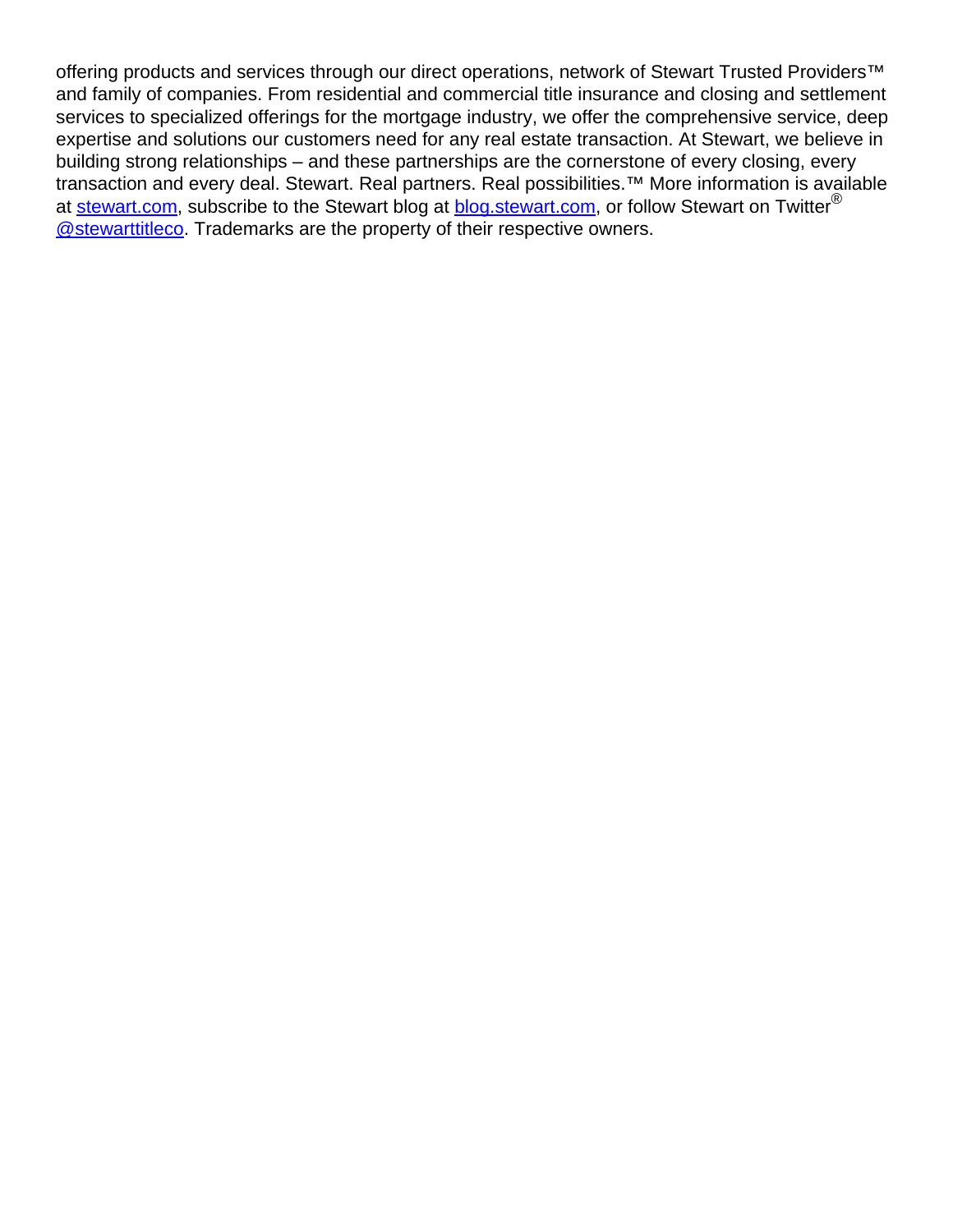offering products and services through our direct operations, network of Stewart Trusted Providers™ and family of companies. From residential and commercial title insurance and closing and settlement services to specialized offerings for the mortgage industry, we offer the comprehensive service, deep expertise and solutions our customers need for any real estate transaction. At Stewart, we believe in building strong relationships – and these partnerships are the cornerstone of every closing, every transaction and every deal. Stewart. Real partners. Real possibilities.™ More information is available at [stewart.com](stewart.com), subscribe to the Stewart blog at [blog.stewart.com](blog.stewart.com), or follow Stewart on Twitter® [@stewarttitleco](@stewarttitleco). Trademarks are the property of their respective owners.